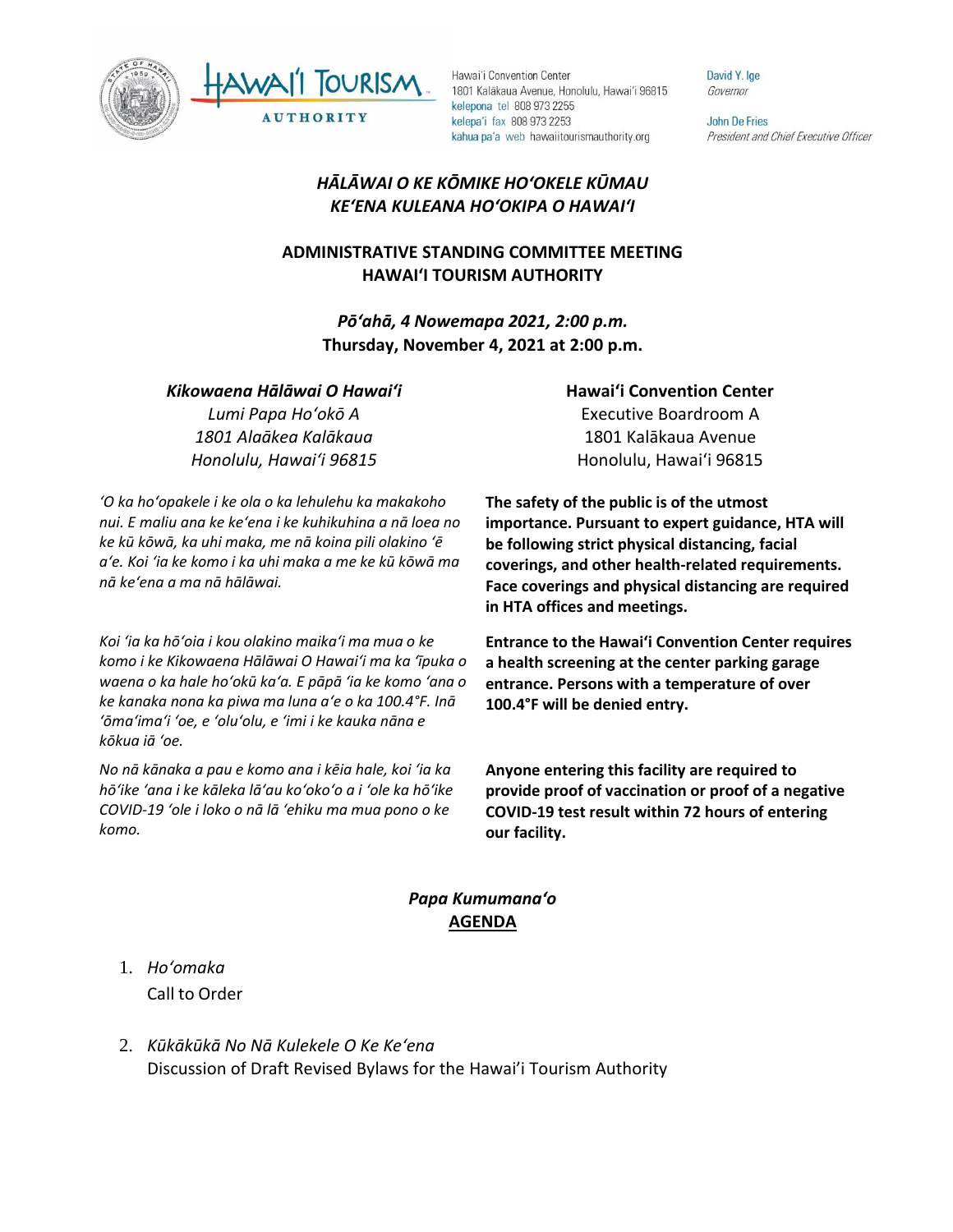Hawaiʻi Convention Center
1801 Kalākaua Avenue, Honolulu, Hawaiʻi 96815
kelepona tel 808 973 2255
kelepaʻi fax 808 973 2253
kahua paʻa web hawaiitourismauthority.org

David Y. Ige
*Governor*

John De Fries
*President and Chief Executive Officer*

## *HĀLĀWAI O KE KŌMIKE HOʻOKELE KŪMAU*
## *KEʻENA KULEANA HOʻOKIPA O HAWAIʻI*

## ADMINISTRATIVE STANDING COMMITTEE MEETING
## HAWAIʻI TOURISM AUTHORITY

***Pōʻahā, 4 Nowemapa 2021, 2:00 p.m.***
**Thursday, November 4, 2021 at 2:00 p.m.**

***Kikowaena Hālāwai O Hawaiʻi***
*Lumi Papa Hoʻokō A*
*1801 Alaākea Kalākaua*
*Honolulu, Hawaiʻi 96815*

**Hawaiʻi Convention Center**
Executive Boardroom A
1801 Kalākaua Avenue
Honolulu, Hawaiʻi 96815

*ʻO ka hoʻopakele i ke ola o ka lehulehu ka makakoho nui. E maliu ana ke keʻena i ke kuhikuhina a nā loea no ke kū kōwā, ka uhi maka, me nā koina pili olakino ʻē aʻe. Koi ʻia ke komo i ka uhi maka a me ke kū kōwā ma nā keʻena a ma nā hālāwai.*

**The safety of the public is of the utmost importance. Pursuant to expert guidance, HTA will be following strict physical distancing, facial coverings, and other health-related requirements. Face coverings and physical distancing are required in HTA offices and meetings.**

*Koi ʻia ka hōʻoia i kou olakino maikaʻi ma mua o ke komo i ke Kikowaena Hālāwai O Hawaiʻi ma ka ʻīpuka o waena o ka hale hoʻokū kaʻa. E pāpā ʻia ke komo ʻana o ke kanaka nona ka piwa ma luna aʻe o ka 100.4°F. Inā ʻōmaʻimaʻi ʻoe, e ʻoluʻolu, e ʻimi i ke kauka nāna e kōkua iā ʻoe.*

**Entrance to the Hawaiʻi Convention Center requires a health screening at the center parking garage entrance. Persons with a temperature of over 100.4°F will be denied entry.**

*No nā kānaka a pau e komo ana i kēia hale, koi ʻia ka hōʻike ʻana i ke kāleka lāʻau koʻokoʻo a i ʻole ka hōʻike COVID-19 ʻole i loko o nā lā ʻehiku ma mua pono o ke komo.*

**Anyone entering this facility are required to provide proof of vaccination or proof of a negative COVID-19 test result within 72 hours of entering our facility.**

***Papa Kumumanaʻo***
**AGENDA**

1. *Hoʻomaka*
   Call to Order

2. *Kūkākūkā No Nā Kulekele O Ke Keʻena*
   Discussion of Draft Revised Bylaws for the Hawaiʻi Tourism Authority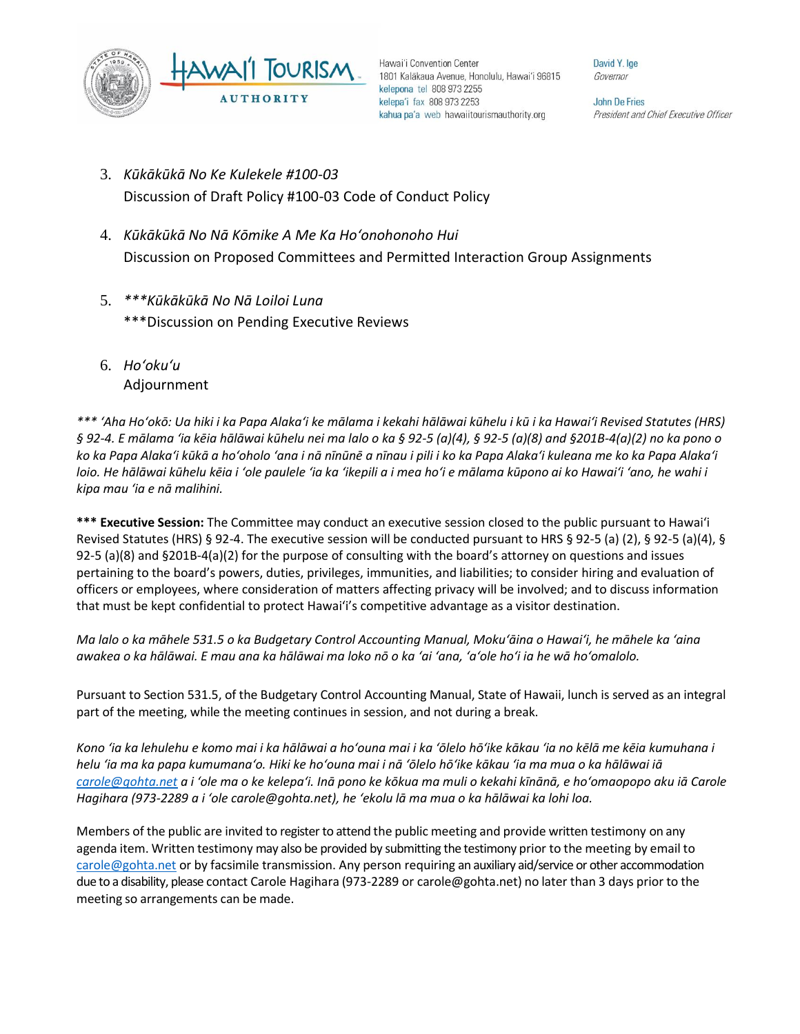3. *Kūkākūkā No Ke Kulekele #100-03*
   Discussion of Draft Policy #100-03 Code of Conduct Policy

4. *Kūkākūkā No Nā Kōmike A Me Ka Hoʻonohonoho Hui*
   Discussion on Proposed Committees and Permitted Interaction Group Assignments

5. *\*\*\*Kūkākūkā No Nā Loiloi Luna*
   \*\*\*Discussion on Pending Executive Reviews

6. *Hoʻokuʻu*
   Adjournment

*\*\*\* ʻAha Hoʻokō: Ua hiki i ka Papa Alakaʻi ke mālama i kekahi hālāwai kūhelu i kū i ka Hawaiʻi Revised Statutes (HRS) § 92-4. E mālama ʻia kēia hālāwai kūhelu nei ma lalo o ka § 92-5 (a)(4), § 92-5 (a)(8) and §201B-4(a)(2) no ka pono o ko ka Papa Alakaʻi kūkā a hoʻoholo ʻana i nā nīnūnē a nīnau i pili i ko ka Papa Alakaʻi kuleana me ko ka Papa Alakaʻi loio. He hālāwai kūhelu kēia i ʻole paulele ʻia ka ʻikepili a i mea hoʻi e mālama kūpono ai ko Hawaiʻi ʻano, he wahi i kipa mau ʻia e nā malihini.*

**\*\*\* Executive Session:** The Committee may conduct an executive session closed to the public pursuant to Hawaiʻi Revised Statutes (HRS) § 92-4. The executive session will be conducted pursuant to HRS § 92-5 (a) (2), § 92-5 (a)(4), § 92-5 (a)(8) and §201B-4(a)(2) for the purpose of consulting with the board's attorney on questions and issues pertaining to the board's powers, duties, privileges, immunities, and liabilities; to consider hiring and evaluation of officers or employees, where consideration of matters affecting privacy will be involved; and to discuss information that must be kept confidential to protect Hawaiʻi's competitive advantage as a visitor destination.

*Ma lalo o ka māhele 531.5 o ka Budgetary Control Accounting Manual, Mokuʻāina o Hawaiʻi, he māhele ka ʻaina awakea o ka hālāwai. E mau ana ka hālāwai ma loko nō o ka ʻai ʻana, ʻaʻole hoʻi ia he wā hoʻomalolo.*

Pursuant to Section 531.5, of the Budgetary Control Accounting Manual, State of Hawaii, lunch is served as an integral part of the meeting, while the meeting continues in session, and not during a break.

*Kono ʻia ka lehulehu e komo mai i ka hālāwai a hoʻouna mai i ka ʻōlelo hōʻike kākau ʻia no kēlā me kēia kumuhana i helu ʻia ma ka papa kumumanaʻo. Hiki ke hoʻouna mai i nā ʻōlelo hōʻike kākau ʻia ma mua o ka hālāwai iā carole@gohta.net a i ʻole ma o ke kelepaʻi. Inā pono ke kōkua ma muli o kekahi kīnānā, e hoʻomaopopo aku iā Carole Hagihara (973-2289 a i ʻole carole@gohta.net), he ʻekolu lā ma mua o ka hālāwai ka lohi loa.*

Members of the public are invited to register to attend the public meeting and provide written testimony on any agenda item. Written testimony may also be provided by submitting the testimony prior to the meeting by email to carole@gohta.net or by facsimile transmission. Any person requiring an auxiliary aid/service or other accommodation due to a disability, please contact Carole Hagihara (973-2289 or carole@gohta.net) no later than 3 days prior to the meeting so arrangements can be made.